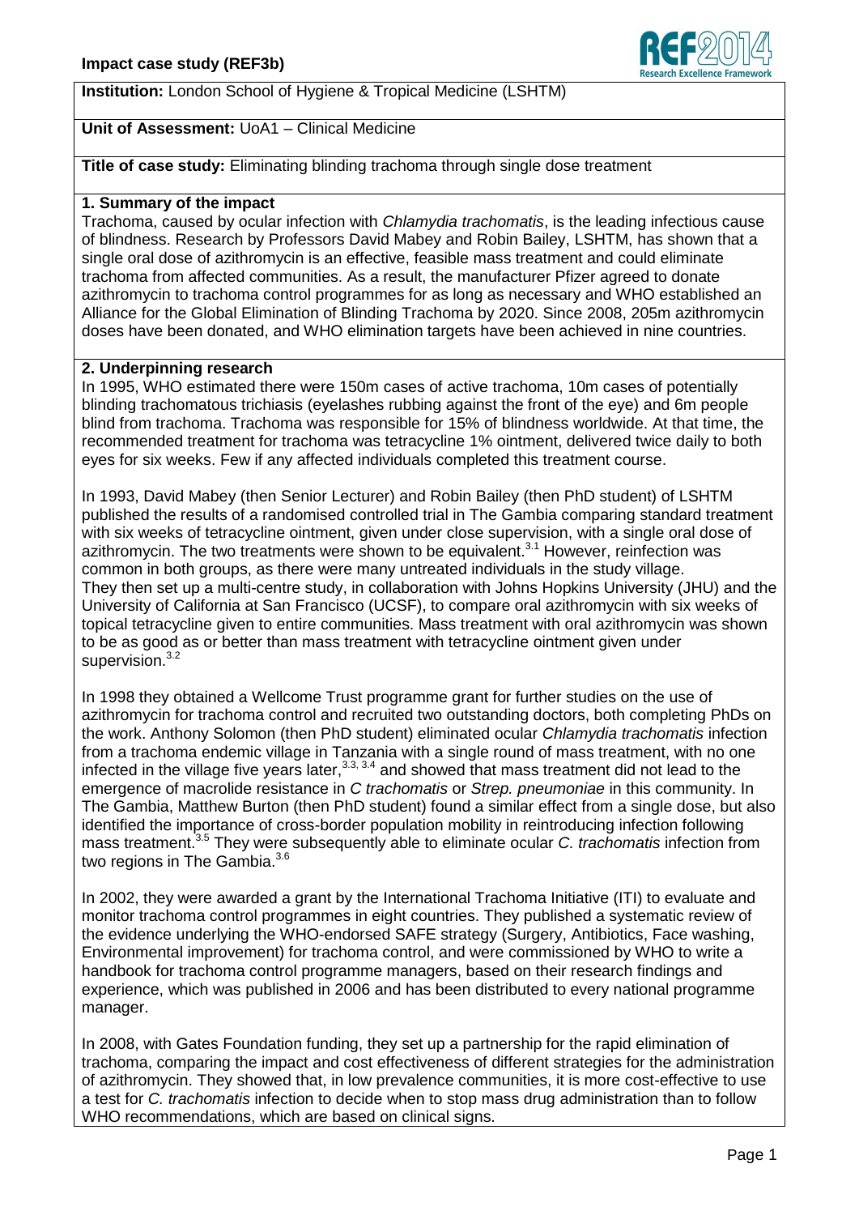**Impact case study (REF3b)**

**Institution:** London School of Hygiene & Tropical Medicine (LSHTM)

**Unit of Assessment:** UoA1 – Clinical Medicine

**Title of case study:** Eliminating blinding trachoma through single dose treatment

## 1. Summary of the impact

Trachoma, caused by ocular infection with *Chlamydia trachomatis*, is the leading infectious cause of blindness. Research by Professors David Mabey and Robin Bailey, LSHTM, has shown that a single oral dose of azithromycin is an effective, feasible mass treatment and could eliminate trachoma from affected communities. As a result, the manufacturer Pfizer agreed to donate azithromycin to trachoma control programmes for as long as necessary and WHO established an Alliance for the Global Elimination of Blinding Trachoma by 2020. Since 2008, 205m azithromycin doses have been donated, and WHO elimination targets have been achieved in nine countries.

## 2. Underpinning research

In 1995, WHO estimated there were 150m cases of active trachoma, 10m cases of potentially blinding trachomatous trichiasis (eyelashes rubbing against the front of the eye) and 6m people blind from trachoma. Trachoma was responsible for 15% of blindness worldwide. At that time, the recommended treatment for trachoma was tetracycline 1% ointment, delivered twice daily to both eyes for six weeks. Few if any affected individuals completed this treatment course.

In 1993, David Mabey (then Senior Lecturer) and Robin Bailey (then PhD student) of LSHTM published the results of a randomised controlled trial in The Gambia comparing standard treatment with six weeks of tetracycline ointment, given under close supervision, with a single oral dose of azithromycin. The two treatments were shown to be equivalent.[3.1] However, reinfection was common in both groups, as there were many untreated individuals in the study village.
They then set up a multi-centre study, in collaboration with Johns Hopkins University (JHU) and the University of California at San Francisco (UCSF), to compare oral azithromycin with six weeks of topical tetracycline given to entire communities. Mass treatment with oral azithromycin was shown to be as good as or better than mass treatment with tetracycline ointment given under supervision.[3.2]

In 1998 they obtained a Wellcome Trust programme grant for further studies on the use of azithromycin for trachoma control and recruited two outstanding doctors, both completing PhDs on the work. Anthony Solomon (then PhD student) eliminated ocular *Chlamydia trachomatis* infection from a trachoma endemic village in Tanzania with a single round of mass treatment, with no one infected in the village five years later,[3.3, 3.4] and showed that mass treatment did not lead to the emergence of macrolide resistance in *C trachomatis* or *Strep. pneumoniae* in this community. In The Gambia, Matthew Burton (then PhD student) found a similar effect from a single dose, but also identified the importance of cross-border population mobility in reintroducing infection following mass treatment.[3.5] They were subsequently able to eliminate ocular *C. trachomatis* infection from two regions in The Gambia.[3.6]

In 2002, they were awarded a grant by the International Trachoma Initiative (ITI) to evaluate and monitor trachoma control programmes in eight countries. They published a systematic review of the evidence underlying the WHO-endorsed SAFE strategy (Surgery, Antibiotics, Face washing, Environmental improvement) for trachoma control, and were commissioned by WHO to write a handbook for trachoma control programme managers, based on their research findings and experience, which was published in 2006 and has been distributed to every national programme manager.

In 2008, with Gates Foundation funding, they set up a partnership for the rapid elimination of trachoma, comparing the impact and cost effectiveness of different strategies for the administration of azithromycin. They showed that, in low prevalence communities, it is more cost-effective to use a test for *C. trachomatis* infection to decide when to stop mass drug administration than to follow WHO recommendations, which are based on clinical signs.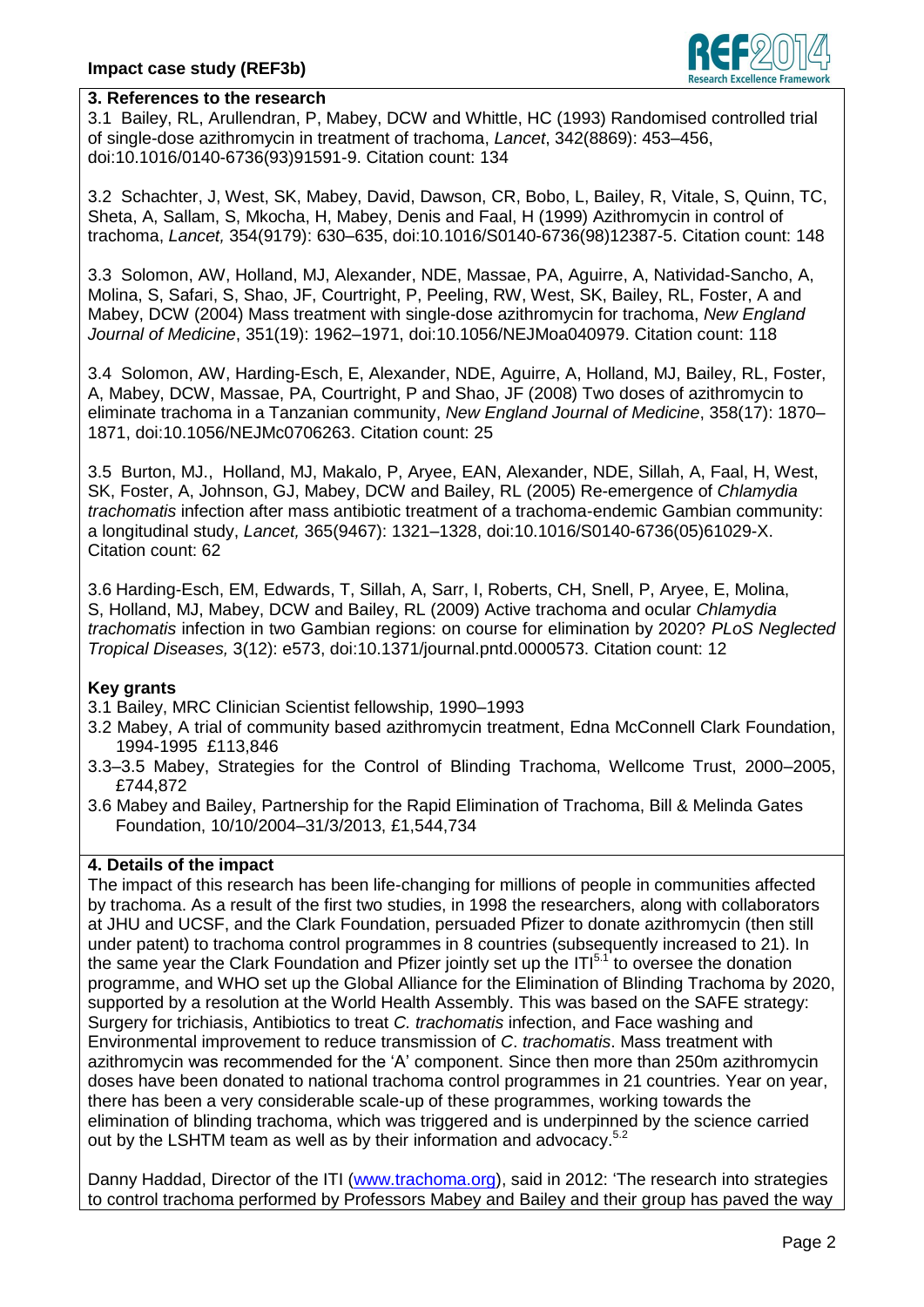## 3. References to the research

3.1 Bailey, RL, Arullendran, P, Mabey, DCW and Whittle, HC (1993) Randomised controlled trial of single-dose azithromycin in treatment of trachoma, *Lancet*, 342(8869): 453–456, doi:10.1016/0140-6736(93)91591-9. Citation count: 134

3.2 Schachter, J, West, SK, Mabey, David, Dawson, CR, Bobo, L, Bailey, R, Vitale, S, Quinn, TC, Sheta, A, Sallam, S, Mkocha, H, Mabey, Denis and Faal, H (1999) Azithromycin in control of trachoma, *Lancet,* 354(9179): 630–635, doi:10.1016/S0140-6736(98)12387-5. Citation count: 148

3.3 Solomon, AW, Holland, MJ, Alexander, NDE, Massae, PA, Aguirre, A, Natividad-Sancho, A, Molina, S, Safari, S, Shao, JF, Courtright, P, Peeling, RW, West, SK, Bailey, RL, Foster, A and Mabey, DCW (2004) Mass treatment with single-dose azithromycin for trachoma, *New England Journal of Medicine*, 351(19): 1962–1971, doi:10.1056/NEJMoa040979. Citation count: 118

3.4 Solomon, AW, Harding-Esch, E, Alexander, NDE, Aguirre, A, Holland, MJ, Bailey, RL, Foster, A, Mabey, DCW, Massae, PA, Courtright, P and Shao, JF (2008) Two doses of azithromycin to eliminate trachoma in a Tanzanian community, *New England Journal of Medicine*, 358(17): 1870–1871, doi:10.1056/NEJMc0706263. Citation count: 25

3.5 Burton, MJ., Holland, MJ, Makalo, P, Aryee, EAN, Alexander, NDE, Sillah, A, Faal, H, West, SK, Foster, A, Johnson, GJ, Mabey, DCW and Bailey, RL (2005) Re-emergence of *Chlamydia trachomatis* infection after mass antibiotic treatment of a trachoma-endemic Gambian community: a longitudinal study, *Lancet,* 365(9467): 1321–1328, doi:10.1016/S0140-6736(05)61029-X. Citation count: 62

3.6 Harding-Esch, EM, Edwards, T, Sillah, A, Sarr, I, Roberts, CH, Snell, P, Aryee, E, Molina, S, Holland, MJ, Mabey, DCW and Bailey, RL (2009) Active trachoma and ocular *Chlamydia trachomatis* infection in two Gambian regions: on course for elimination by 2020? *PLoS Neglected Tropical Diseases,* 3(12): e573, doi:10.1371/journal.pntd.0000573. Citation count: 12

### Key grants

3.1 Bailey, MRC Clinician Scientist fellowship, 1990–1993
3.2 Mabey, A trial of community based azithromycin treatment, Edna McConnell Clark Foundation, 1994-1995 £113,846
3.3–3.5 Mabey, Strategies for the Control of Blinding Trachoma, Wellcome Trust, 2000–2005, £744,872
3.6 Mabey and Bailey, Partnership for the Rapid Elimination of Trachoma, Bill & Melinda Gates Foundation, 10/10/2004–31/3/2013, £1,544,734

## 4. Details of the impact

The impact of this research has been life-changing for millions of people in communities affected by trachoma. As a result of the first two studies, in 1998 the researchers, along with collaborators at JHU and UCSF, and the Clark Foundation, persuaded Pfizer to donate azithromycin (then still under patent) to trachoma control programmes in 8 countries (subsequently increased to 21). In the same year the Clark Foundation and Pfizer jointly set up the ITI[5.1] to oversee the donation programme, and WHO set up the Global Alliance for the Elimination of Blinding Trachoma by 2020, supported by a resolution at the World Health Assembly. This was based on the SAFE strategy: Surgery for trichiasis, Antibiotics to treat *C. trachomatis* infection, and Face washing and Environmental improvement to reduce transmission of *C. trachomatis*. Mass treatment with azithromycin was recommended for the 'A' component. Since then more than 250m azithromycin doses have been donated to national trachoma control programmes in 21 countries. Year on year, there has been a very considerable scale-up of these programmes, working towards the elimination of blinding trachoma, which was triggered and is underpinned by the science carried out by the LSHTM team as well as by their information and advocacy.[5.2]

Danny Haddad, Director of the ITI (www.trachoma.org), said in 2012: 'The research into strategies to control trachoma performed by Professors Mabey and Bailey and their group has paved the way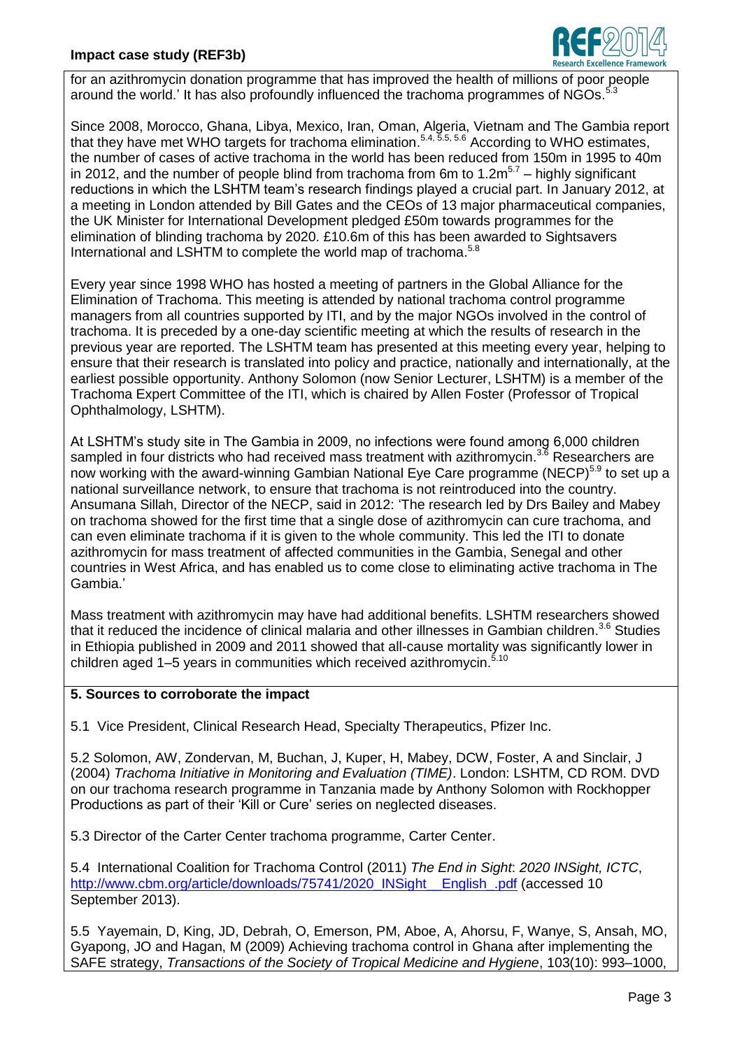for an azithromycin donation programme that has improved the health of millions of poor people around the world.' It has also profoundly influenced the trachoma programmes of NGOs.[5.3]

Since 2008, Morocco, Ghana, Libya, Mexico, Iran, Oman, Algeria, Vietnam and The Gambia report that they have met WHO targets for trachoma elimination.[5.4, 5.5, 5.6] According to WHO estimates, the number of cases of active trachoma in the world has been reduced from 150m in 1995 to 40m in 2012, and the number of people blind from trachoma from 6m to 1.2m[5.7] – highly significant reductions in which the LSHTM team's research findings played a crucial part. In January 2012, at a meeting in London attended by Bill Gates and the CEOs of 13 major pharmaceutical companies, the UK Minister for International Development pledged £50m towards programmes for the elimination of blinding trachoma by 2020. £10.6m of this has been awarded to Sightsavers International and LSHTM to complete the world map of trachoma.[5.8]

Every year since 1998 WHO has hosted a meeting of partners in the Global Alliance for the Elimination of Trachoma. This meeting is attended by national trachoma control programme managers from all countries supported by ITI, and by the major NGOs involved in the control of trachoma. It is preceded by a one-day scientific meeting at which the results of research in the previous year are reported. The LSHTM team has presented at this meeting every year, helping to ensure that their research is translated into policy and practice, nationally and internationally, at the earliest possible opportunity. Anthony Solomon (now Senior Lecturer, LSHTM) is a member of the Trachoma Expert Committee of the ITI, which is chaired by Allen Foster (Professor of Tropical Ophthalmology, LSHTM).

At LSHTM's study site in The Gambia in 2009, no infections were found among 6,000 children sampled in four districts who had received mass treatment with azithromycin.[3.6] Researchers are now working with the award-winning Gambian National Eye Care programme (NECP)[5.9] to set up a national surveillance network, to ensure that trachoma is not reintroduced into the country. Ansumana Sillah, Director of the NECP, said in 2012: 'The research led by Drs Bailey and Mabey on trachoma showed for the first time that a single dose of azithromycin can cure trachoma, and can even eliminate trachoma if it is given to the whole community. This led the ITI to donate azithromycin for mass treatment of affected communities in the Gambia, Senegal and other countries in West Africa, and has enabled us to come close to eliminating active trachoma in The Gambia.'

Mass treatment with azithromycin may have had additional benefits. LSHTM researchers showed that it reduced the incidence of clinical malaria and other illnesses in Gambian children.[3.6] Studies in Ethiopia published in 2009 and 2011 showed that all-cause mortality was significantly lower in children aged 1–5 years in communities which received azithromycin.[5.10]

**5. Sources to corroborate the impact**

5.1 Vice President, Clinical Research Head, Specialty Therapeutics, Pfizer Inc.

5.2 Solomon, AW, Zondervan, M, Buchan, J, Kuper, H, Mabey, DCW, Foster, A and Sinclair, J (2004) *Trachoma Initiative in Monitoring and Evaluation (TIME)*. London: LSHTM, CD ROM. DVD on our trachoma research programme in Tanzania made by Anthony Solomon with Rockhopper Productions as part of their 'Kill or Cure' series on neglected diseases.

5.3 Director of the Carter Center trachoma programme, Carter Center.

5.4 International Coalition for Trachoma Control (2011) *The End in Sight*: *2020 INSight, ICTC*, http://www.cbm.org/article/downloads/75741/2020_INSight__English_.pdf (accessed 10 September 2013).

5.5 Yayemain, D, King, JD, Debrah, O, Emerson, PM, Aboe, A, Ahorsu, F, Wanye, S, Ansah, MO, Gyapong, JO and Hagan, M (2009) Achieving trachoma control in Ghana after implementing the SAFE strategy, *Transactions of the Society of Tropical Medicine and Hygiene*, 103(10): 993–1000,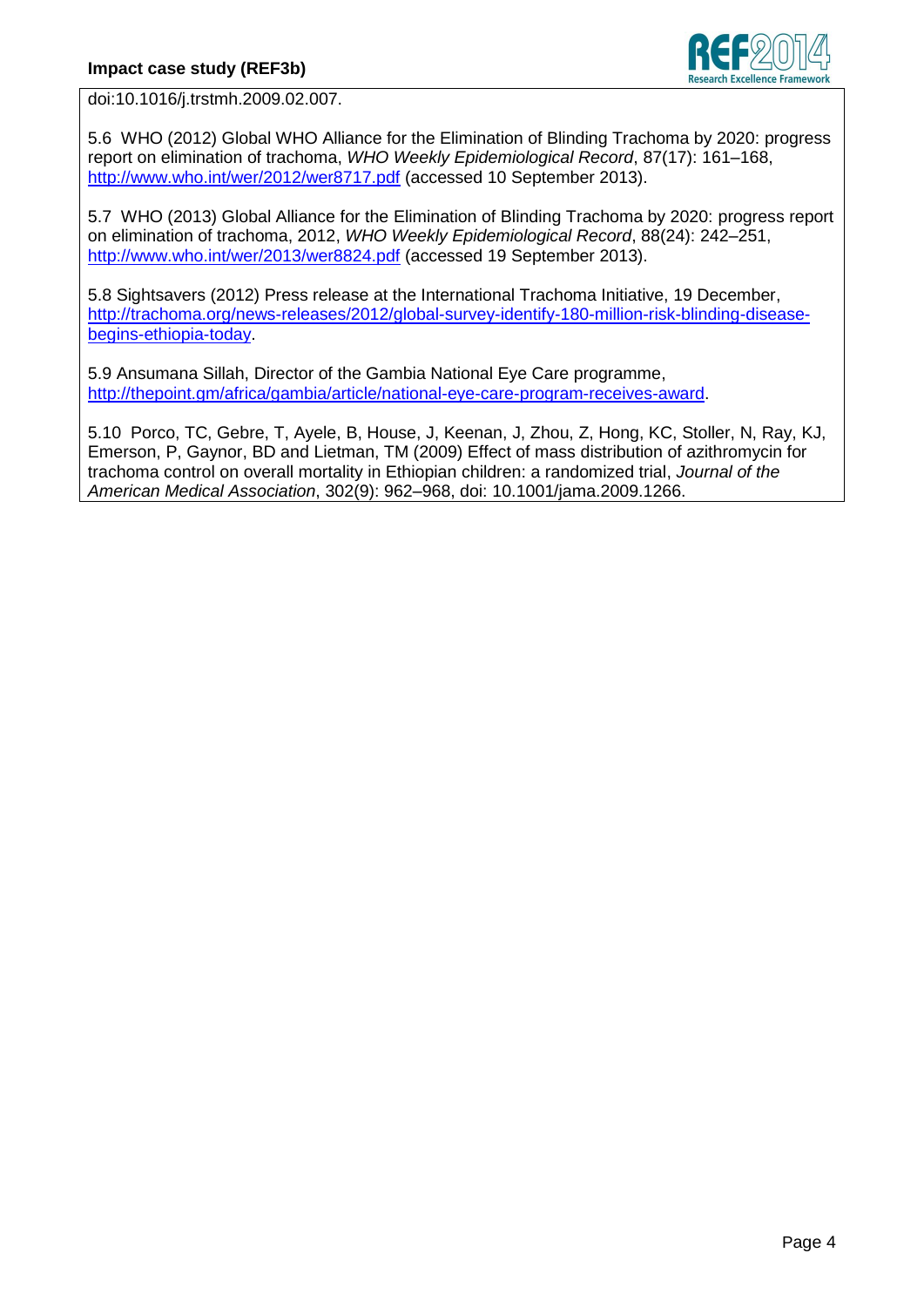doi:10.1016/j.trstmh.2009.02.007.

5.6 WHO (2012) Global WHO Alliance for the Elimination of Blinding Trachoma by 2020: progress report on elimination of trachoma, *WHO Weekly Epidemiological Record*, 87(17): 161–168, http://www.who.int/wer/2012/wer8717.pdf (accessed 10 September 2013).

5.7 WHO (2013) Global Alliance for the Elimination of Blinding Trachoma by 2020: progress report on elimination of trachoma, 2012, *WHO Weekly Epidemiological Record*, 88(24): 242–251, http://www.who.int/wer/2013/wer8824.pdf (accessed 19 September 2013).

5.8 Sightsavers (2012) Press release at the International Trachoma Initiative, 19 December, http://trachoma.org/news-releases/2012/global-survey-identify-180-million-risk-blinding-disease-begins-ethiopia-today.

5.9 Ansumana Sillah, Director of the Gambia National Eye Care programme, http://thepoint.gm/africa/gambia/article/national-eye-care-program-receives-award.

5.10 Porco, TC, Gebre, T, Ayele, B, House, J, Keenan, J, Zhou, Z, Hong, KC, Stoller, N, Ray, KJ, Emerson, P, Gaynor, BD and Lietman, TM (2009) Effect of mass distribution of azithromycin for trachoma control on overall mortality in Ethiopian children: a randomized trial, *Journal of the American Medical Association*, 302(9): 962–968, doi: 10.1001/jama.2009.1266.